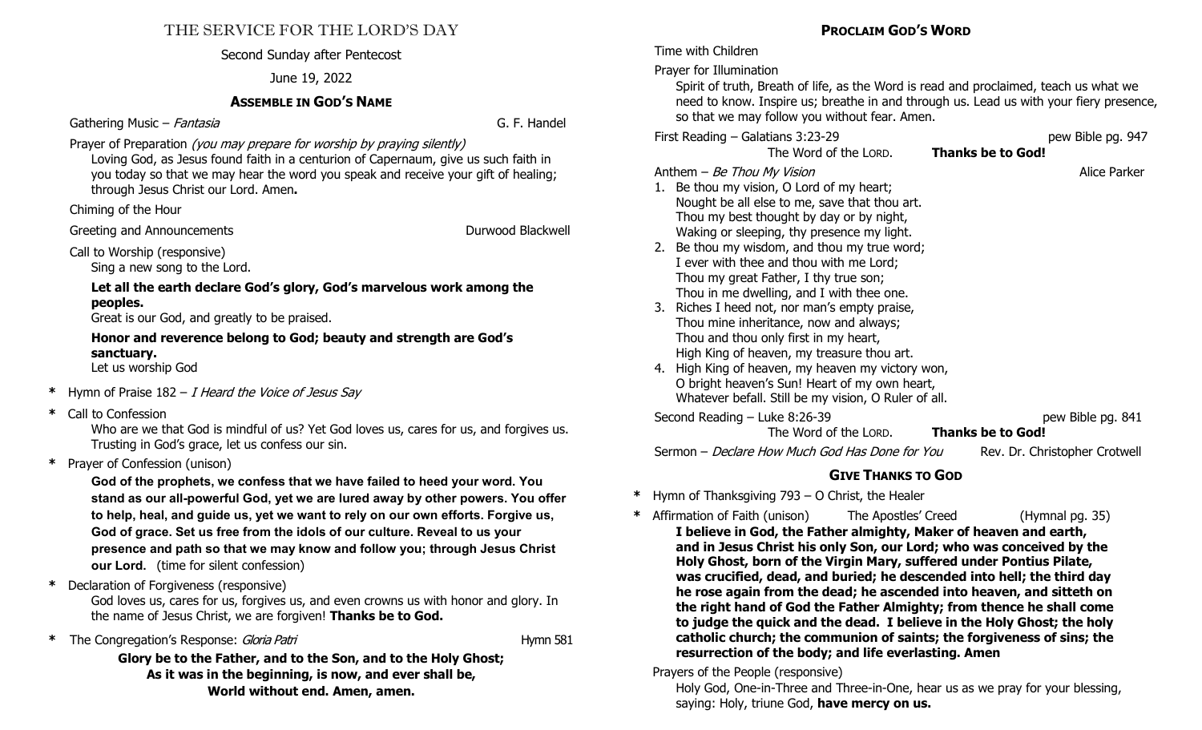# THE SERVICE FOR THE LORD'S DAY

Second Sunday after Pentecost

June 19, 2022

## ASSEMBLE IN GOD'S NAME

Gathering Music – *Fantasia* G. F. Handel

Prayer of Preparation *(you may prepare for worship by praying silently)*
Loving God, as Jesus found faith in a centurion of Capernaum, give us such faith in you today so that we may hear the word you speak and receive your gift of healing; through Jesus Christ our Lord. Amen**.**

Chiming of the Hour

Greeting and Announcements Durwood Blackwell

Call to Worship (responsive)
Sing a new song to the Lord.

**Let all the earth declare God's glory, God's marvelous work among the peoples.**
Great is our God, and greatly to be praised.

**Honor and reverence belong to God; beauty and strength are God's sanctuary.**
Let us worship God

\* Hymn of Praise 182 – *I Heard the Voice of Jesus Say*

\* Call to Confession
Who are we that God is mindful of us? Yet God loves us, cares for us, and forgives us. Trusting in God's grace, let us confess our sin.

\* Prayer of Confession (unison)
**God of the prophets, we confess that we have failed to heed your word. You stand as our all-powerful God, yet we are lured away by other powers. You offer to help, heal, and guide us, yet we want to rely on our own efforts. Forgive us, God of grace. Set us free from the idols of our culture. Reveal to us your presence and path so that we may know and follow you; through Jesus Christ our Lord.** (time for silent confession)

\* Declaration of Forgiveness (responsive)
God loves us, cares for us, forgives us, and even crowns us with honor and glory. In the name of Jesus Christ, we are forgiven! **Thanks be to God.**

\* The Congregation's Response: *Gloria Patri* Hymn 581

**Glory be to the Father, and to the Son, and to the Holy Ghost;**
**As it was in the beginning, is now, and ever shall be,**
**World without end. Amen, amen.**

## PROCLAIM GOD'S WORD

Time with Children

Prayer for Illumination
Spirit of truth, Breath of life, as the Word is read and proclaimed, teach us what we need to know. Inspire us; breathe in and through us. Lead us with your fiery presence, so that we may follow you without fear. Amen.

First Reading – Galatians 3:23-29 pew Bible pg. 947
The Word of the LORD. **Thanks be to God!**

Anthem – *Be Thou My Vision* Alice Parker

1. Be thou my vision, O Lord of my heart;
   Nought be all else to me, save that thou art.
   Thou my best thought by day or by night,
   Waking or sleeping, thy presence my light.
2. Be thou my wisdom, and thou my true word;
   I ever with thee and thou with me Lord;
   Thou my great Father, I thy true son;
   Thou in me dwelling, and I with thee one.
3. Riches I heed not, nor man's empty praise,
   Thou mine inheritance, now and always;
   Thou and thou only first in my heart,
   High King of heaven, my treasure thou art.
4. High King of heaven, my heaven my victory won,
   O bright heaven's Sun! Heart of my own heart,
   Whatever befall. Still be my vision, O Ruler of all.

Second Reading – Luke 8:26-39 pew Bible pg. 841
The Word of the LORD. **Thanks be to God!**

Sermon – *Declare How Much God Has Done for You* Rev. Dr. Christopher Crotwell

## GIVE THANKS TO GOD

\* Hymn of Thanksgiving 793 – O Christ, the Healer

\* Affirmation of Faith (unison) The Apostles' Creed (Hymnal pg. 35)
**I believe in God, the Father almighty, Maker of heaven and earth, and in Jesus Christ his only Son, our Lord; who was conceived by the Holy Ghost, born of the Virgin Mary, suffered under Pontius Pilate, was crucified, dead, and buried; he descended into hell; the third day he rose again from the dead; he ascended into heaven, and sitteth on the right hand of God the Father Almighty; from thence he shall come to judge the quick and the dead. I believe in the Holy Ghost; the holy catholic church; the communion of saints; the forgiveness of sins; the resurrection of the body; and life everlasting. Amen**

Prayers of the People (responsive)
Holy God, One-in-Three and Three-in-One, hear us as we pray for your blessing, saying: Holy, triune God, **have mercy on us.**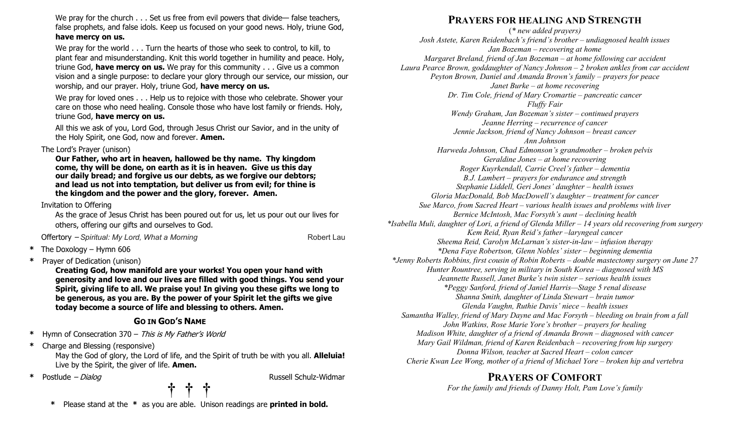We pray for the church . . . Set us free from evil powers that divide— false teachers, false prophets, and false idols. Keep us focused on your good news. Holy, triune God, **have mercy on us.**

We pray for the world . . . Turn the hearts of those who seek to control, to kill, to plant fear and misunderstanding. Knit this world together in humility and peace. Holy, triune God, **have mercy on us.** We pray for this community . . . Give us a common vision and a single purpose: to declare your glory through our service, our mission, our worship, and our prayer. Holy, triune God, **have mercy on us.**

We pray for loved ones . . . Help us to rejoice with those who celebrate. Shower your care on those who need healing. Console those who have lost family or friends. Holy, triune God, **have mercy on us.**

All this we ask of you, Lord God, through Jesus Christ our Savior, and in the unity of the Holy Spirit, one God, now and forever. **Amen.**

The Lord's Prayer (unison)

**Our Father, who art in heaven, hallowed be thy name. Thy kingdom come, thy will be done, on earth as it is in heaven. Give us this day our daily bread; and forgive us our debts, as we forgive our debtors; and lead us not into temptation, but deliver us from evil; for thine is the kingdom and the power and the glory, forever. Amen.**

Invitation to Offering

As the grace of Jesus Christ has been poured out for us, let us pour out our lives for others, offering our gifts and ourselves to God.

Offertory – *Spiritual: My Lord, What a Morning* — Robert Lau

\* The Doxology – Hymn 606

\* Prayer of Dedication (unison)

**Creating God, how manifold are your works! You open your hand with generosity and love and our lives are filled with good things. You send your Spirit, giving life to all. We praise you! In giving you these gifts we long to be generous, as you are. By the power of your Spirit let the gifts we give today become a source of life and blessing to others. Amen.**

## GO IN GOD'S NAME

\* Hymn of Consecration 370 – *This is My Father's World*

\* Charge and Blessing (responsive)

May the God of glory, the Lord of life, and the Spirit of truth be with you all. **Alleluia!** Live by the Spirit, the giver of life. **Amen.**

\* Postlude – *Dialog* — Russell Schulz-Widmar

† † †

\* Please stand at the \* as you are able. Unison readings are **printed in bold.**

## PRAYERS FOR HEALING AND STRENGTH

(*\* new added prayers)*

*Josh Astete, Karen Reidenbach's friend's brother – undiagnosed health issues*
*Jan Bozeman – recovering at home*
*Margaret Breland, friend of Jan Bozeman – at home following car accident*
*Laura Pearce Brown, goddaughter of Nancy Johnson – 2 broken ankles from car accident*
*Peyton Brown, Daniel and Amanda Brown's family – prayers for peace*
*Janet Burke – at home recovering*
*Dr. Tim Cole, friend of Mary Cromartie – pancreatic cancer*
*Fluffy Fair*
*Wendy Graham, Jan Bozeman's sister – continued prayers*
*Jeanne Herring – recurrence of cancer*
*Jennie Jackson, friend of Nancy Johnson – breast cancer*
*Ann Johnson*
*Harweda Johnson, Chad Edmonson's grandmother – broken pelvis*
*Geraldine Jones – at home recovering*
*Roger Kuyrkendall, Carrie Creel's father – dementia*
*B.J. Lambert – prayers for endurance and strength*
*Stephanie Liddell, Geri Jones' daughter – health issues*
*Gloria MacDonald, Bob MacDowell's daughter – treatment for cancer*
*Sue Marco, from Sacred Heart – various health issues and problems with liver*
*Bernice McIntosh, Mac Forsyth's aunt – declining health*
*\*Isabella Muli, daughter of Lori, a friend of Glenda Miller – 14 years old recovering from surgery*
*Kem Reid, Ryan Reid's father –laryngeal cancer*
*Sheema Reid, Carolyn McLarnan's sister-in-law – infusion therapy*
*\*Dena Faye Robertson, Glenn Nobles' sister – beginning dementia*
*\*Jenny Roberts Robbins, first cousin of Robin Roberts – double mastectomy surgery on June 27*
*Hunter Rountree, serving in military in South Korea – diagnosed with MS*
*Jeannette Russell, Janet Burke's twin sister – serious health issues*
*\*Peggy Sanford, friend of Janiel Harris—Stage 5 renal disease*
*Shanna Smith, daughter of Linda Stewart – brain tumor*
*Glenda Vaughn, Ruthie Davis' niece – health issues*
*Samantha Walley, friend of Mary Dayne and Mac Forsyth – bleeding on brain from a fall*
*John Watkins, Rose Marie Yore's brother – prayers for healing*
*Madison White, daughter of a friend of Amanda Brown – diagnosed with cancer*
*Mary Gail Wildman, friend of Karen Reidenbach – recovering from hip surgery*
*Donna Wilson, teacher at Sacred Heart – colon cancer*
*Cherie Kwan Lee Wong, mother of a friend of Michael Yore – broken hip and vertebra*

## PRAYERS OF COMFORT

*For the family and friends of Danny Holt, Pam Love's family*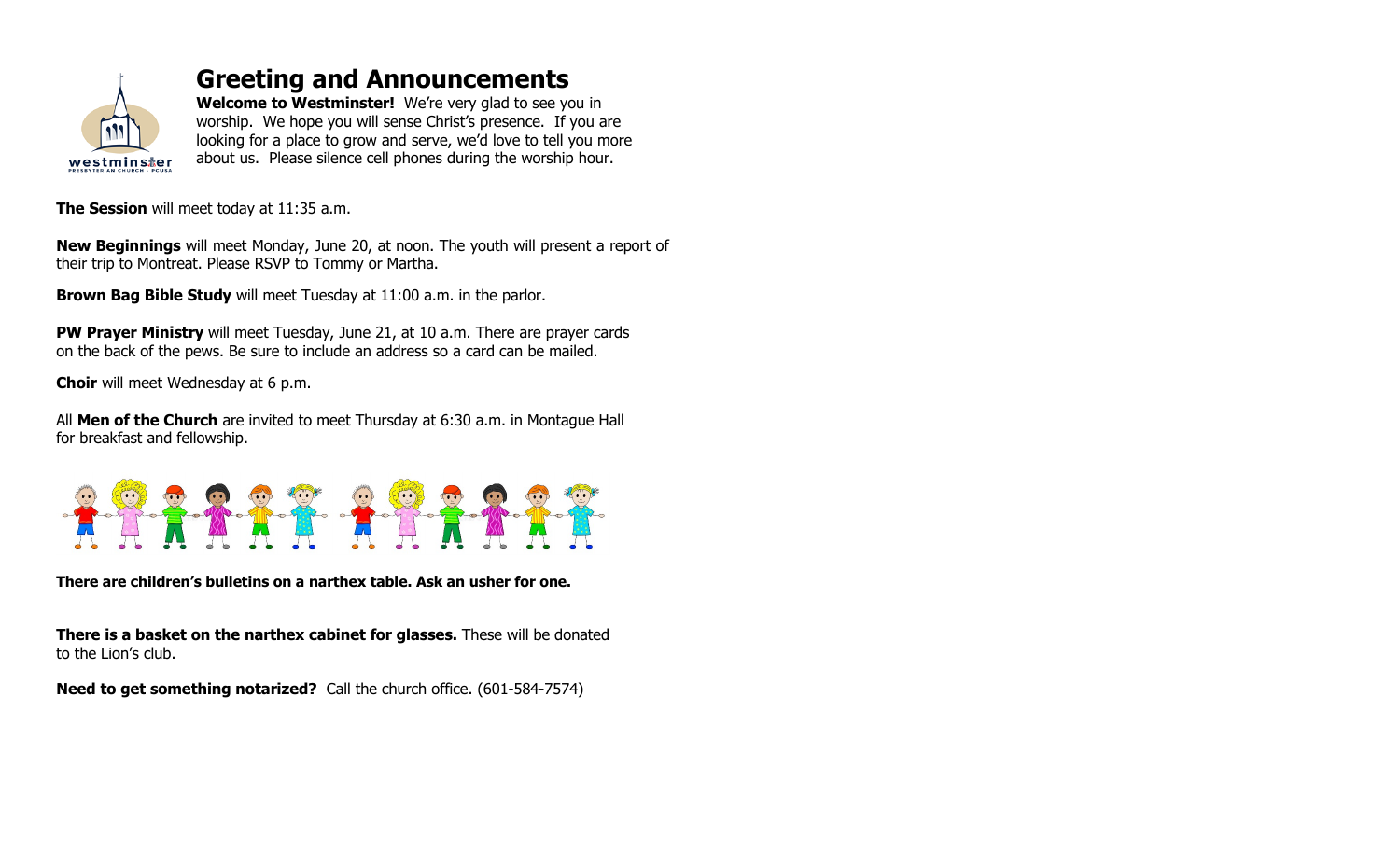# Greeting and Announcements

**Welcome to Westminster!** We're very glad to see you in worship. We hope you will sense Christ's presence. If you are looking for a place to grow and serve, we'd love to tell you more about us. Please silence cell phones during the worship hour.

**The Session** will meet today at 11:35 a.m.

**New Beginnings** will meet Monday, June 20, at noon. The youth will present a report of their trip to Montreat. Please RSVP to Tommy or Martha.

**Brown Bag Bible Study** will meet Tuesday at 11:00 a.m. in the parlor.

**PW Prayer Ministry** will meet Tuesday, June 21, at 10 a.m. There are prayer cards on the back of the pews. Be sure to include an address so a card can be mailed.

**Choir** will meet Wednesday at 6 p.m.

All **Men of the Church** are invited to meet Thursday at 6:30 a.m. in Montague Hall for breakfast and fellowship.

**There are children's bulletins on a narthex table. Ask an usher for one.**

**There is a basket on the narthex cabinet for glasses.** These will be donated to the Lion's club.

**Need to get something notarized?** Call the church office. (601-584-7574)